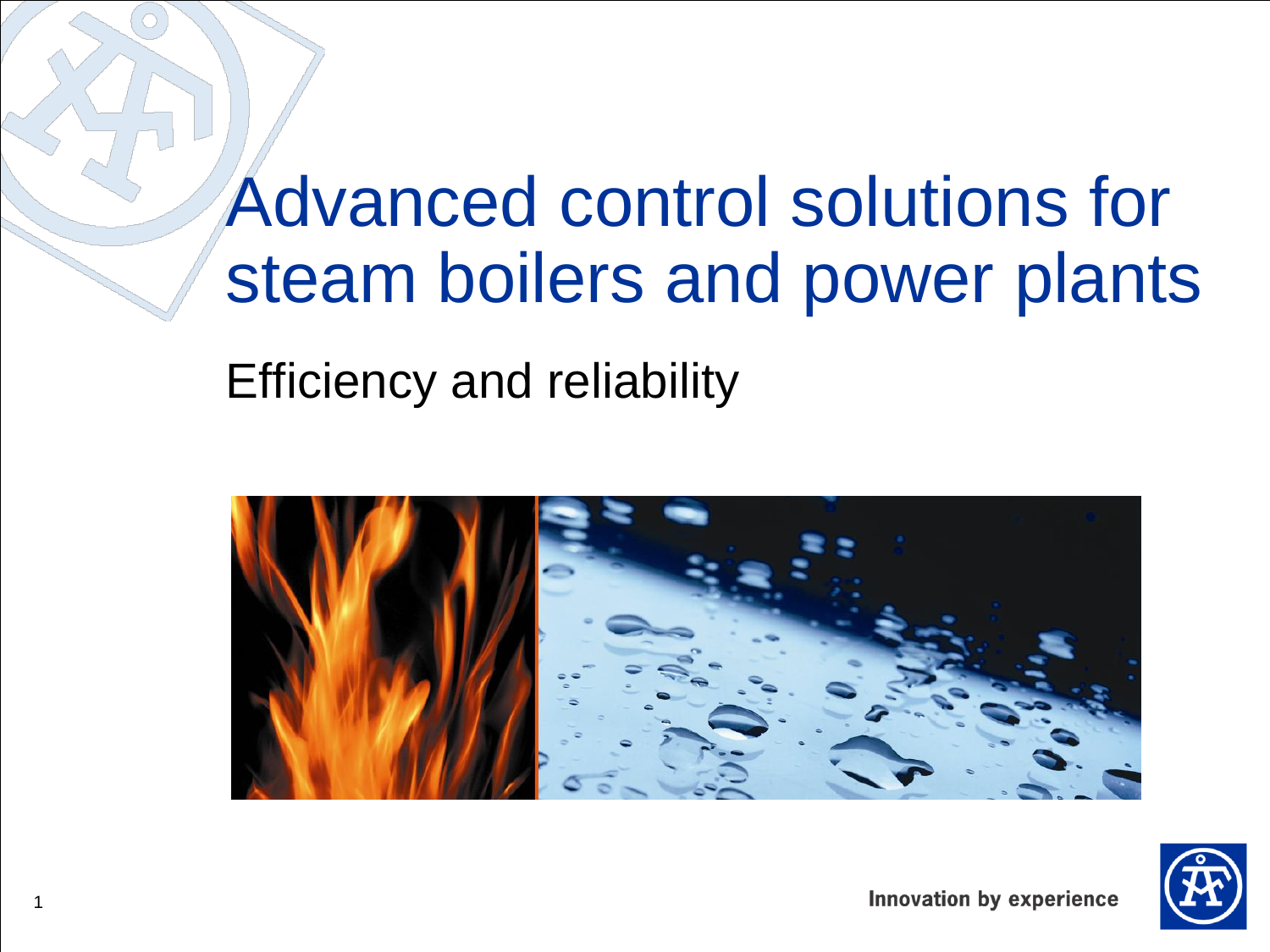# Advanced control solutions for steam boilers and power plants

## Efficiency and reliability

Innovation by experience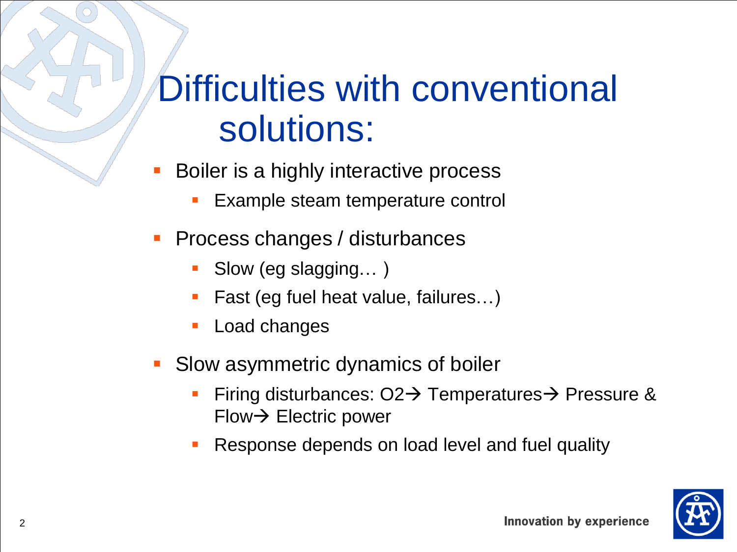# Difficulties with conventional solutions:

- Boiler is a highly interactive process
  - Example steam temperature control
- Process changes / disturbances
  - Slow (eg slagging… )
  - Fast (eg fuel heat value, failures…)
  - Load changes
- Slow asymmetric dynamics of boiler
  - Firing disturbances: $O_2$→ Temperatures→ Pressure & Flow→ Electric power
  - Response depends on load level and fuel quality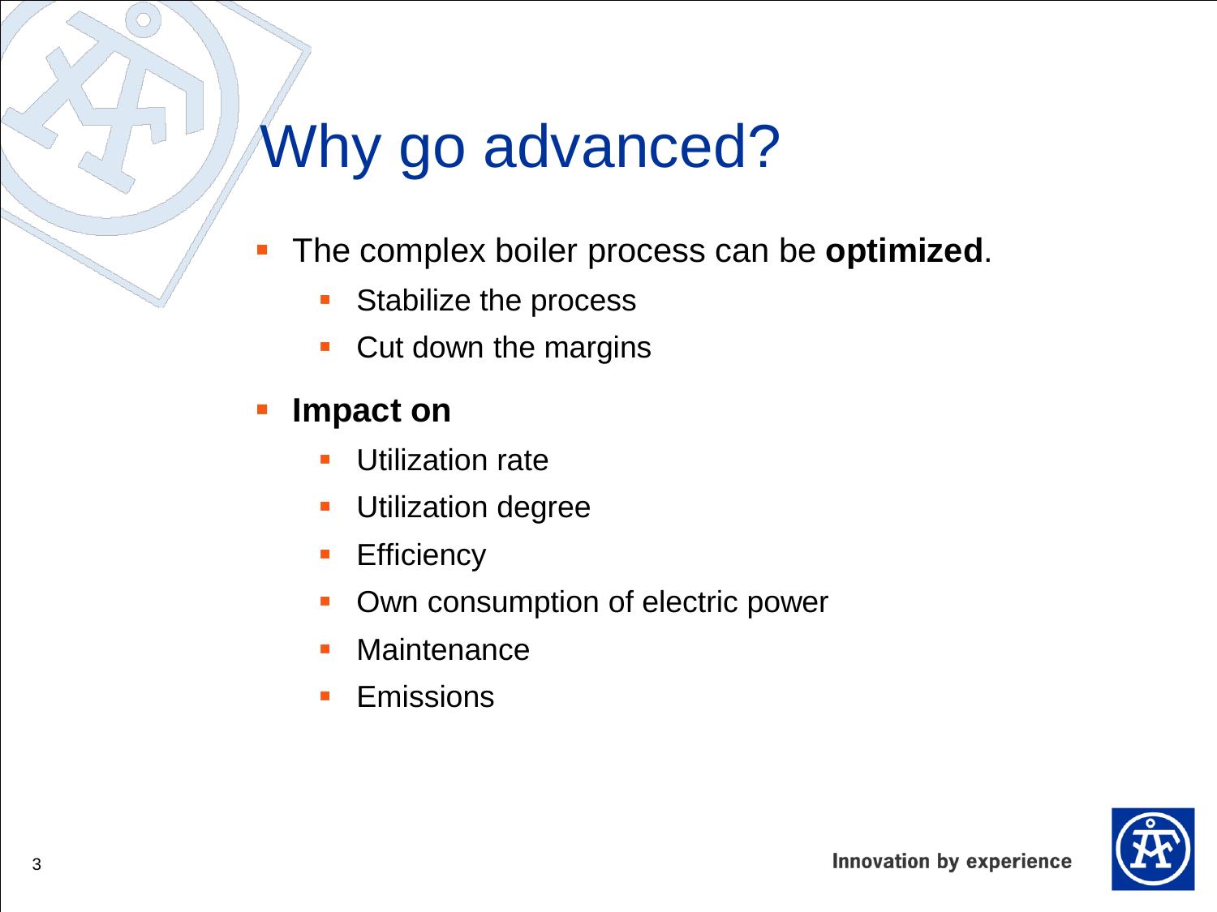# Why go advanced?

- The complex boiler process can be **optimized**.
  - Stabilize the process
  - Cut down the margins
- **Impact on**
  - Utilization rate
  - Utilization degree
  - Efficiency
  - Own consumption of electric power
  - Maintenance
  - Emissions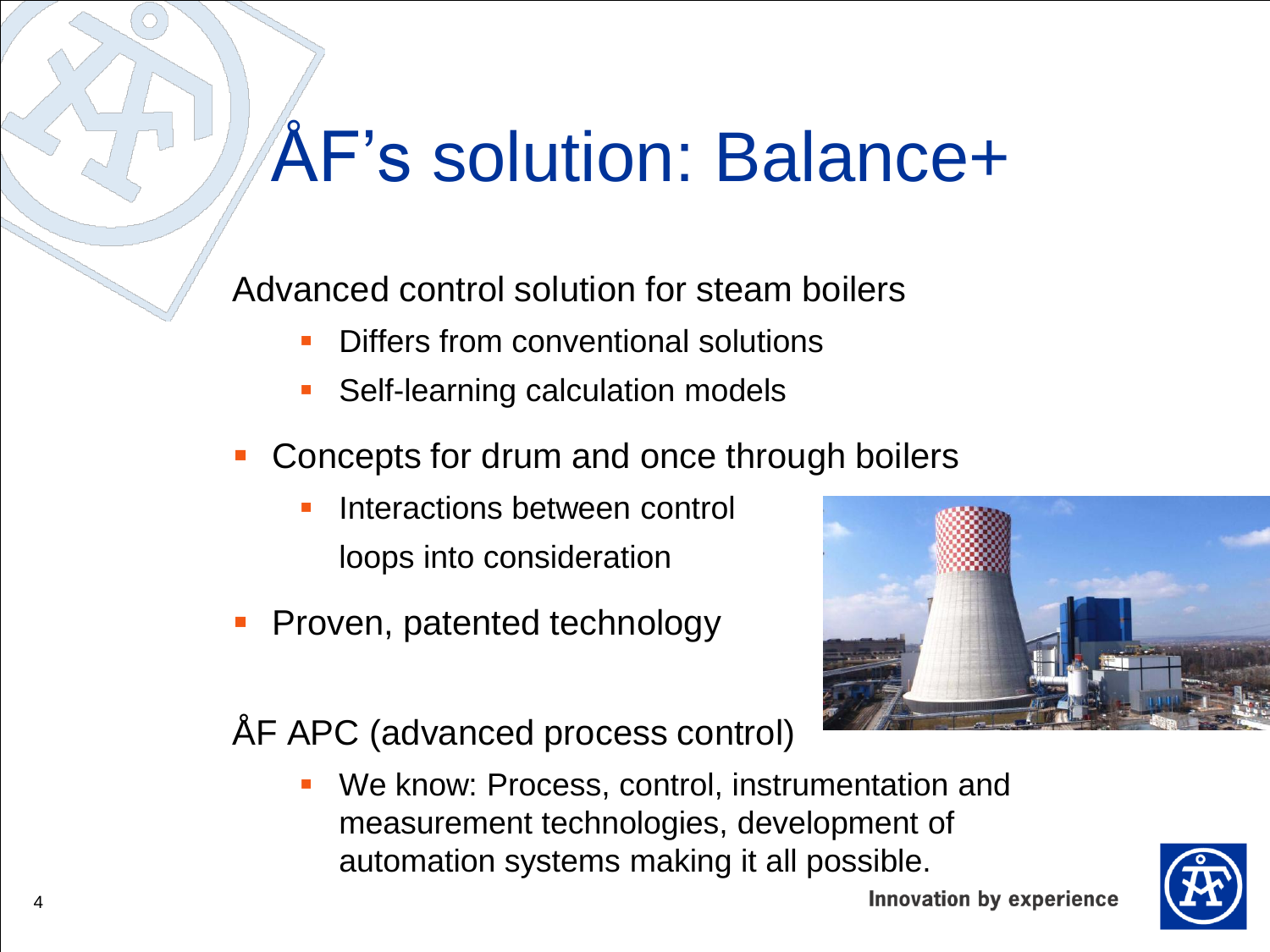# ÅF's solution: Balance+

Advanced control solution for steam boilers

- Differs from conventional solutions
- Self-learning calculation models

- Concepts for drum and once through boilers
  - Interactions between control loops into consideration
- Proven, patented technology

ÅF APC (advanced process control)

- We know: Process, control, instrumentation and measurement technologies, development of automation systems making it all possible.

Innovation by experience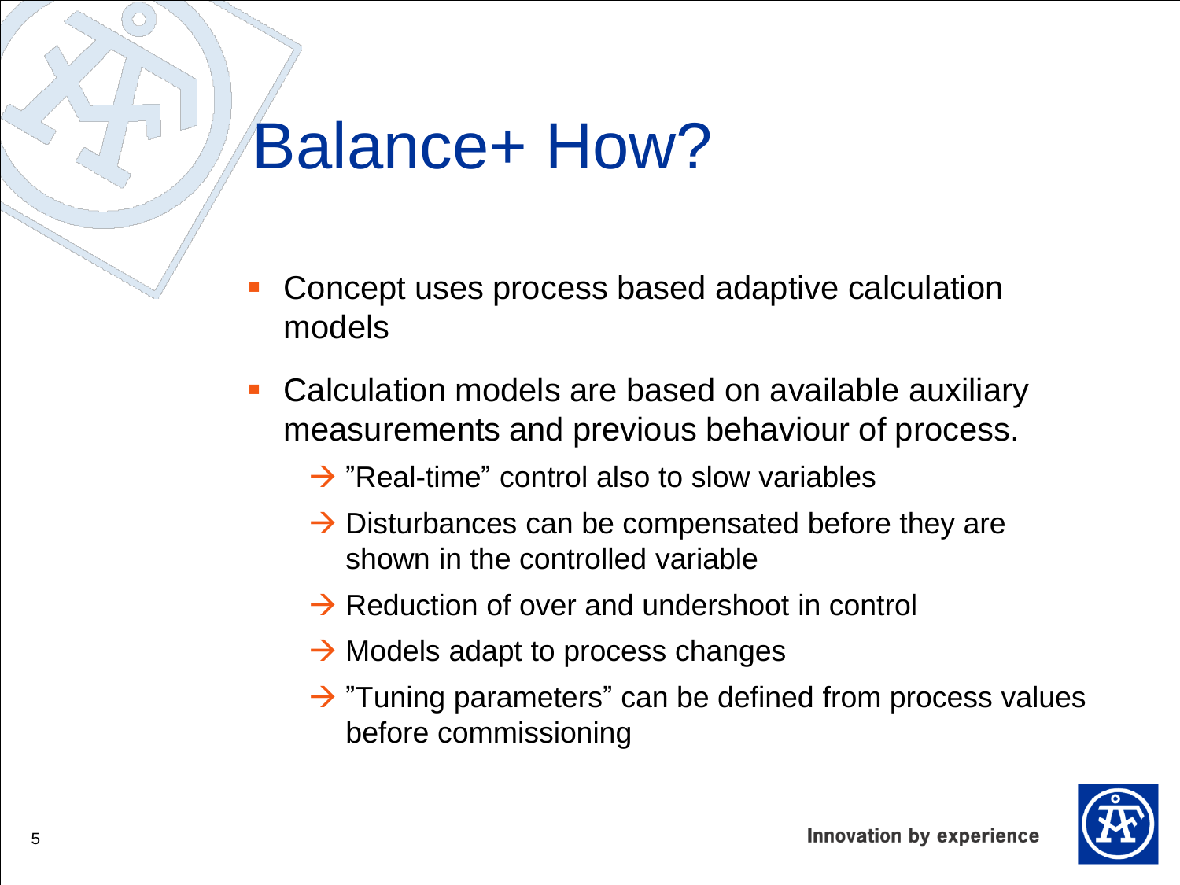# Balance+ How?

- Concept uses process based adaptive calculation models
- Calculation models are based on available auxiliary measurements and previous behaviour of process.
  - → ”Real-time” control also to slow variables
  - → Disturbances can be compensated before they are shown in the controlled variable
  - → Reduction of over and undershoot in control
  - → Models adapt to process changes
  - → ”Tuning parameters” can be defined from process values before commissioning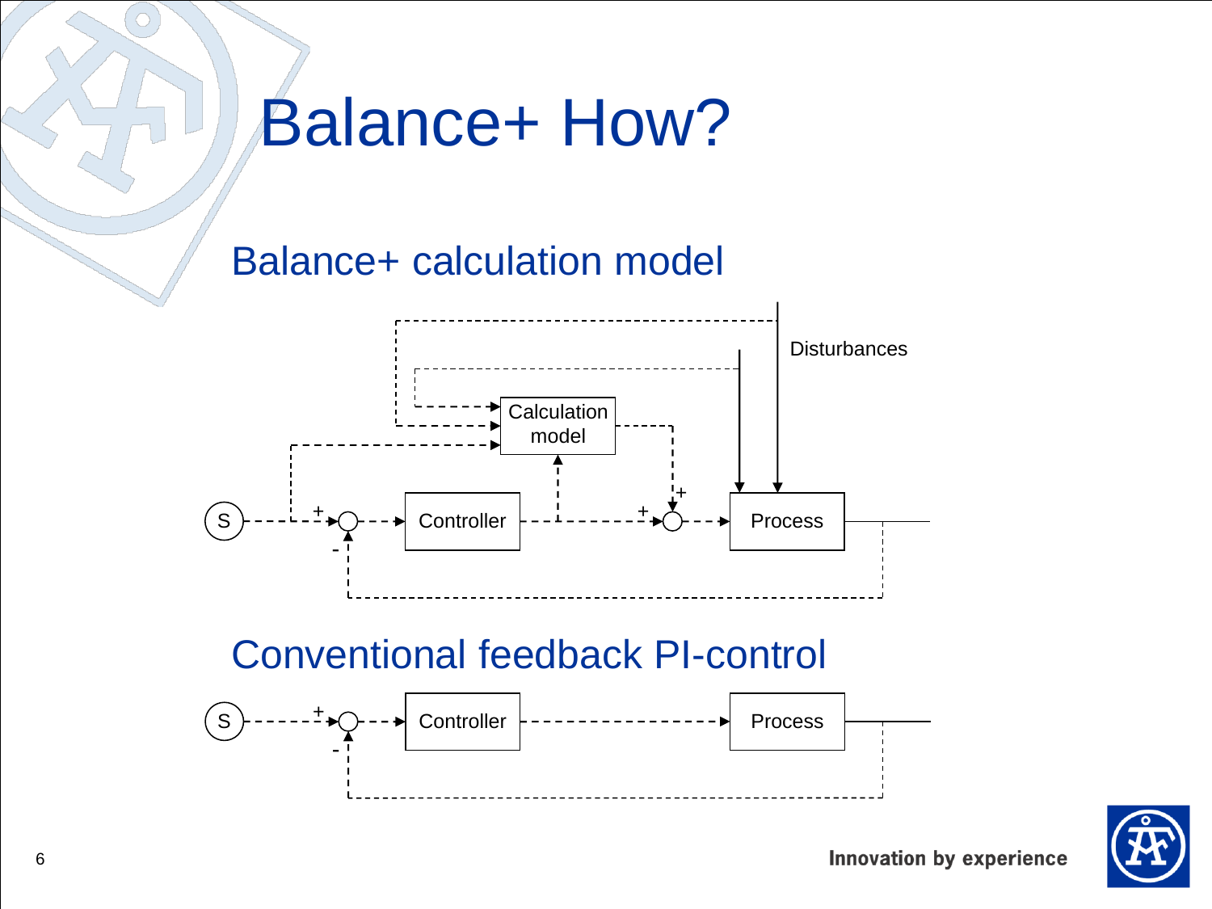# Balance+ How?

## Balance+ calculation model

Disturbances

Calculation model

S — Controller — Process

## Conventional feedback PI-control

S — Controller — Process

Innovation by experience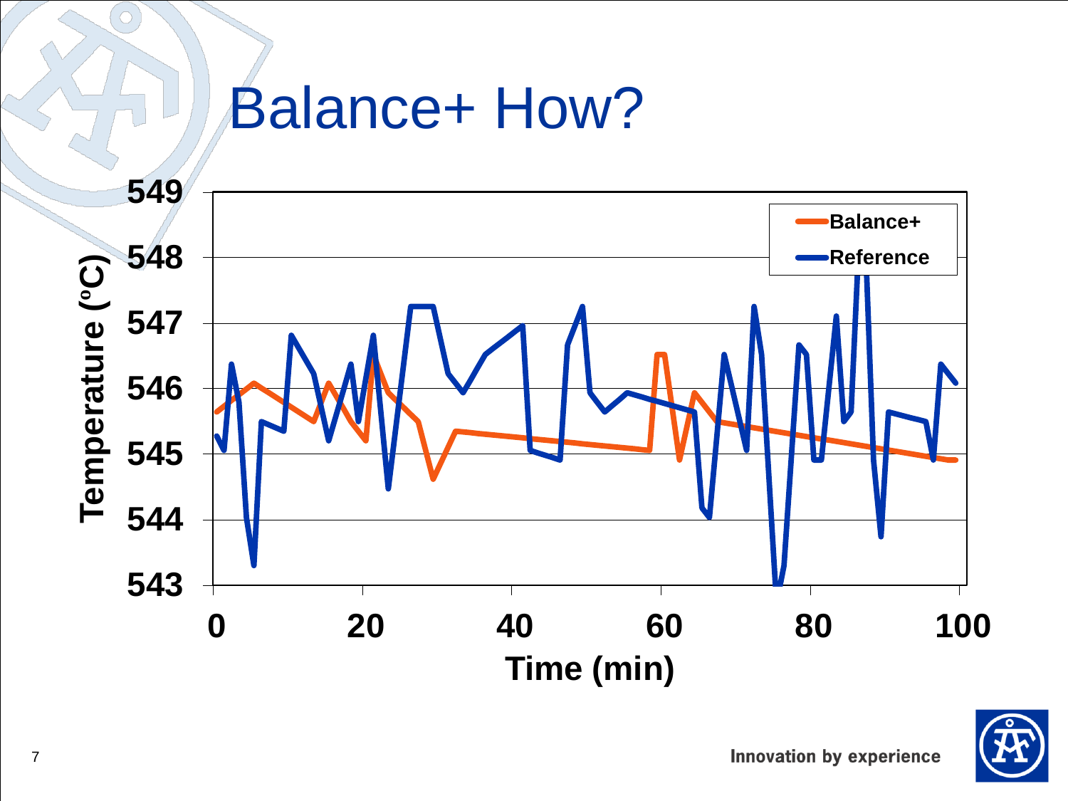# Balance+ How?

Temperature (°C)

549
548
547
546
545
544
543

0 20 40 60 80 100

Time (min)

Balance+
Reference

Innovation by experience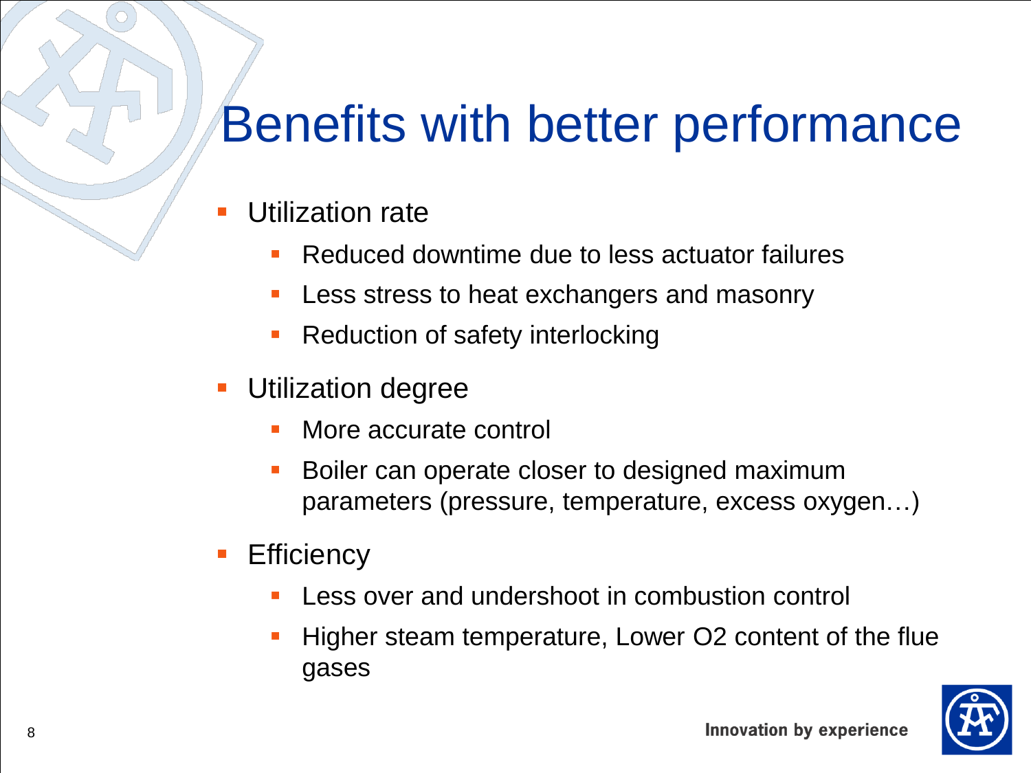# Benefits with better performance

- Utilization rate
  - Reduced downtime due to less actuator failures
  - Less stress to heat exchangers and masonry
  - Reduction of safety interlocking
- Utilization degree
  - More accurate control
  - Boiler can operate closer to designed maximum parameters (pressure, temperature, excess oxygen…)
- Efficiency
  - Less over and undershoot in combustion control
  - Higher steam temperature, Lower $O_2$ content of the flue gases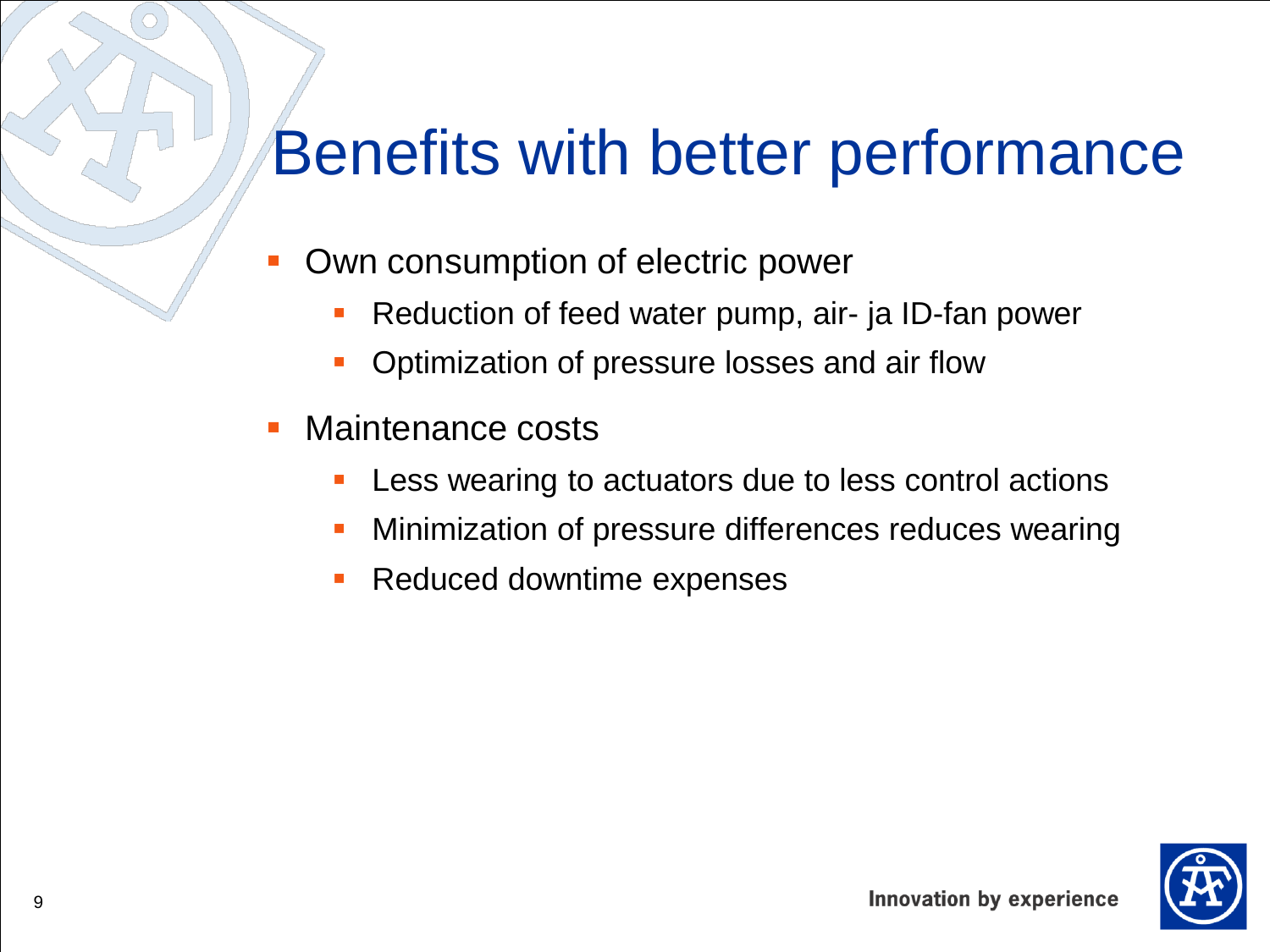# Benefits with better performance

- Own consumption of electric power
  - Reduction of feed water pump, air- ja ID-fan power
  - Optimization of pressure losses and air flow
- Maintenance costs
  - Less wearing to actuators due to less control actions
  - Minimization of pressure differences reduces wearing
  - Reduced downtime expenses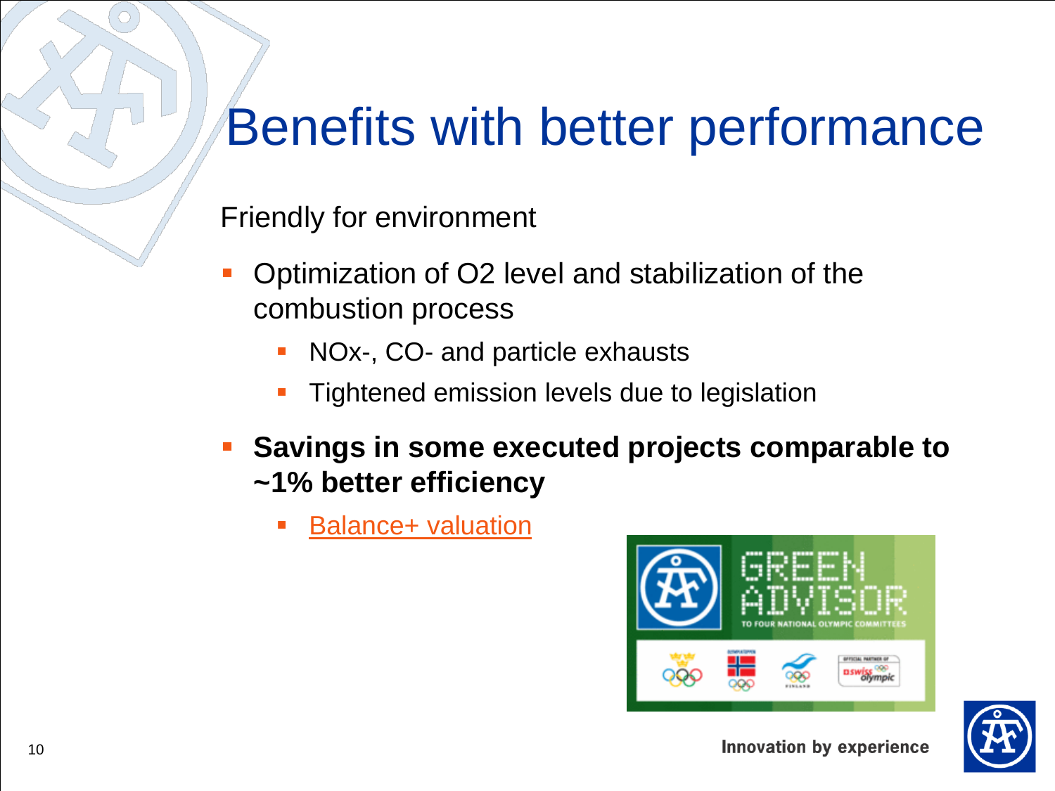# Benefits with better performance

Friendly for environment

- Optimization of $O_2$ level and stabilization of the combustion process
  - NOx-, CO- and particle exhausts
  - Tightened emission levels due to legislation
- **Savings in some executed projects comparable to ~1% better efficiency**
  - Balance+ valuation

Innovation by experience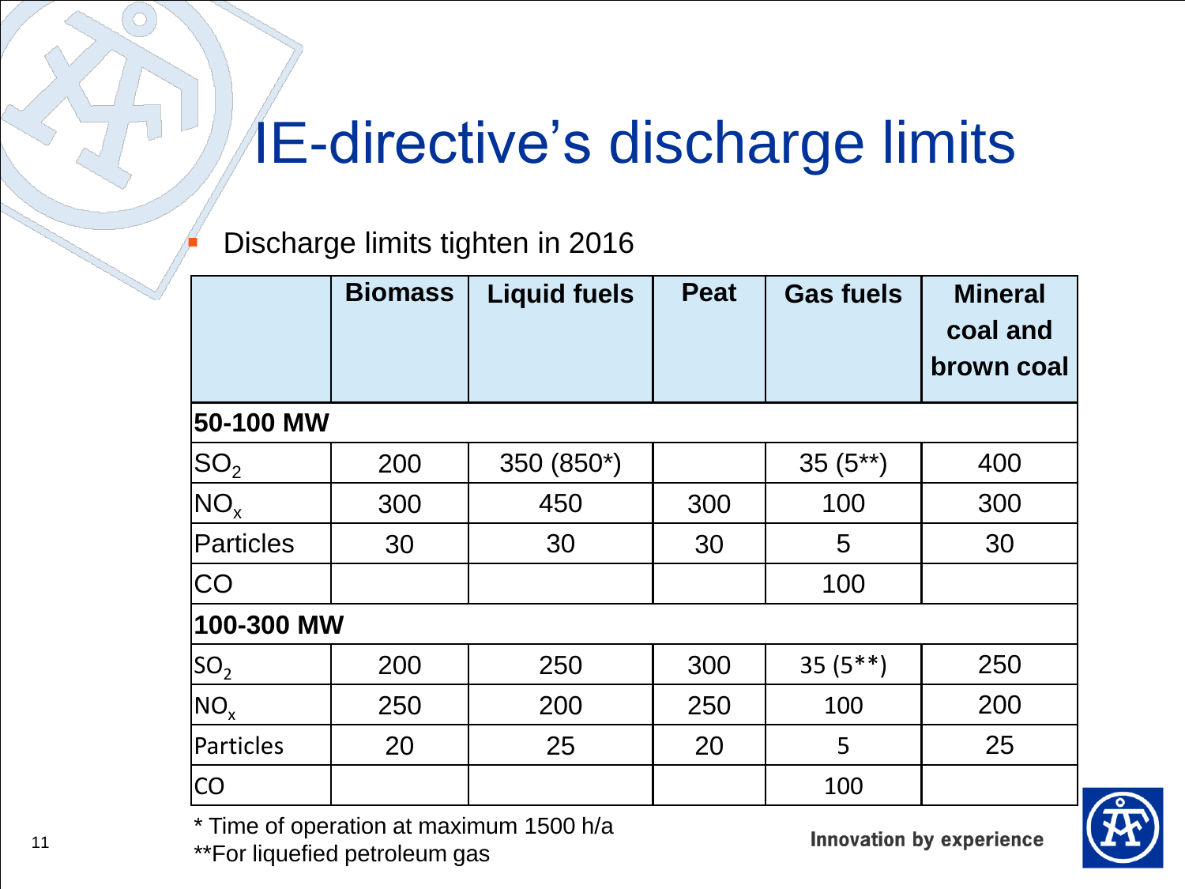# IE-directive's discharge limits

- Discharge limits tighten in 2016

| | Biomass | Liquid fuels | Peat | Gas fuels | Mineral coal and brown coal |
|---|---|---|---|---|---|
| **50-100 MW** | | | | | |
| $SO_2$ | 200 | 350 (850*) | | 35 (5**) | 400 |
| $NO_x$ | 300 | 450 | 300 | 100 | 300 |
| Particles | 30 | 30 | 30 | 5 | 30 |
| CO | | | | 100 | |
| **100-300 MW** | | | | | |
| $SO_2$ | 200 | 250 | 300 | 35 (5**) | 250 |
| $NO_x$ | 250 | 200 | 250 | 100 | 200 |
| Particles | 20 | 25 | 20 | 5 | 25 |
| CO | | | | 100 | |

* Time of operation at maximum 1500 h/a
**For liquefied petroleum gas

Innovation by experience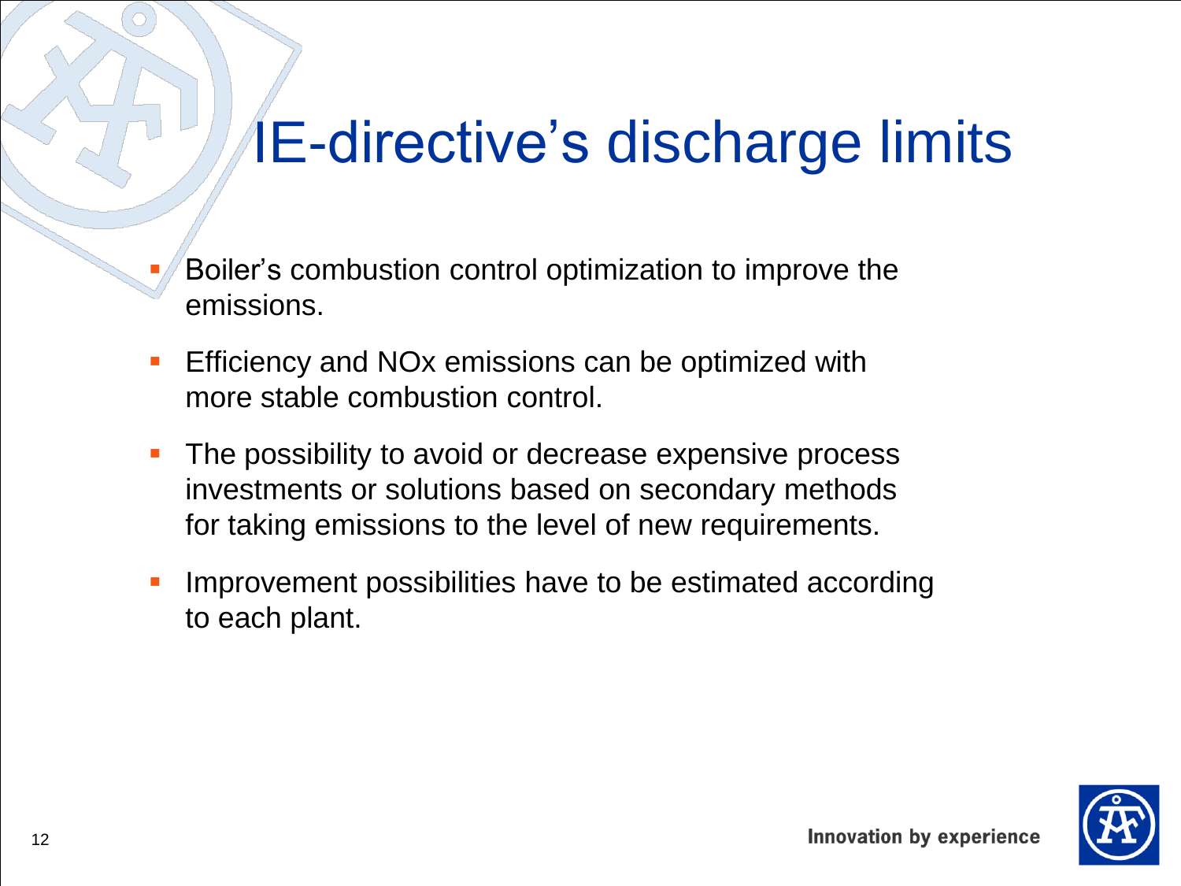# IE-directive's discharge limits

- Boiler's combustion control optimization to improve the emissions.
- Efficiency and NOx emissions can be optimized with more stable combustion control.
- The possibility to avoid or decrease expensive process investments or solutions based on secondary methods for taking emissions to the level of new requirements.
- Improvement possibilities have to be estimated according to each plant.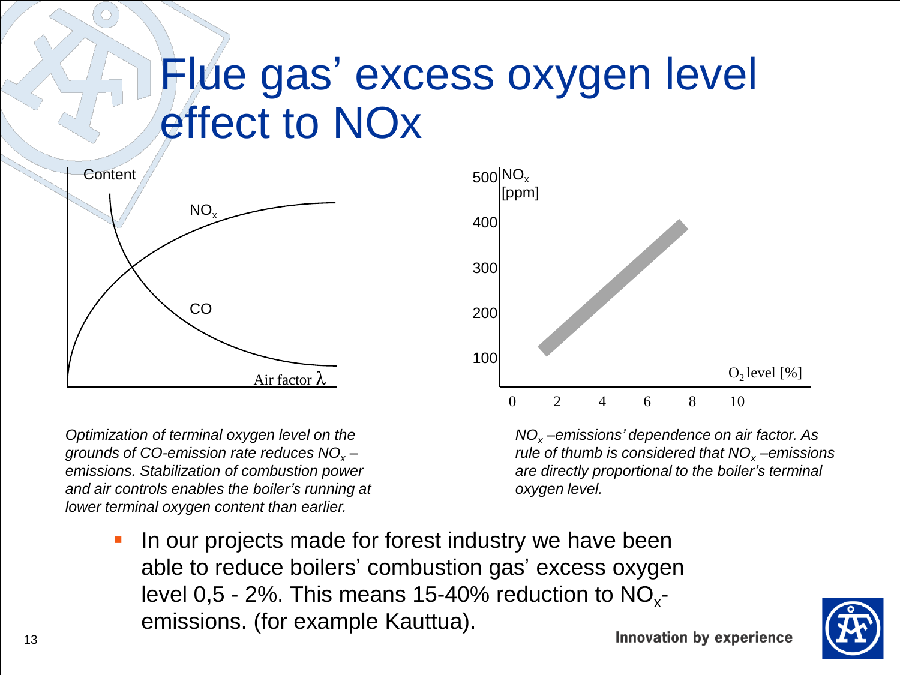# Flue gas' excess oxygen level effect to NOx

*Optimization of terminal oxygen level on the grounds of CO-emission rate reduces $NO_x$ – emissions. Stabilization of combustion power and air controls enables the boiler's running at lower terminal oxygen content than earlier.*

*$NO_x$ –emissions' dependence on air factor. As rule of thumb is considered that $NO_x$ –emissions are directly proportional to the boiler's terminal oxygen level.*

- In our projects made for forest industry we have been able to reduce boilers' combustion gas' excess oxygen level 0,5 - 2%. This means 15-40% reduction to $NO_x$-emissions. (for example Kauttua).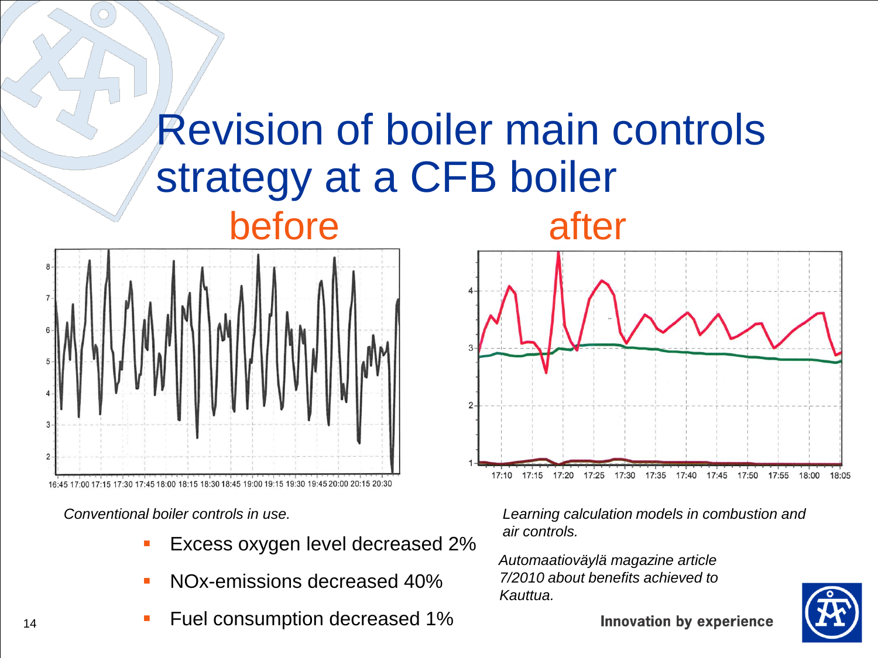# Revision of boiler main controls strategy at a CFB boiler

before

8
7
6
5
4
3
2

16:45 17:00 17:15 17:30 17:45 18:00 18:15 18:30 18:45 19:00 19:15 19:30 19:45 20:00 20:15 20:30

*Conventional boiler controls in use.*

after

4
3
2
1

17:10 17:15 17:20 17:25 17:30 17:35 17:40 17:45 17:50 17:55 18:00 18:05

*Learning calculation models in combustion and air controls.*

- Excess oxygen level decreased 2%
- NOx-emissions decreased 40%
- Fuel consumption decreased 1%

*Automaatioväylä magazine article 7/2010 about benefits achieved to Kauttua.*

**Innovation by experience**